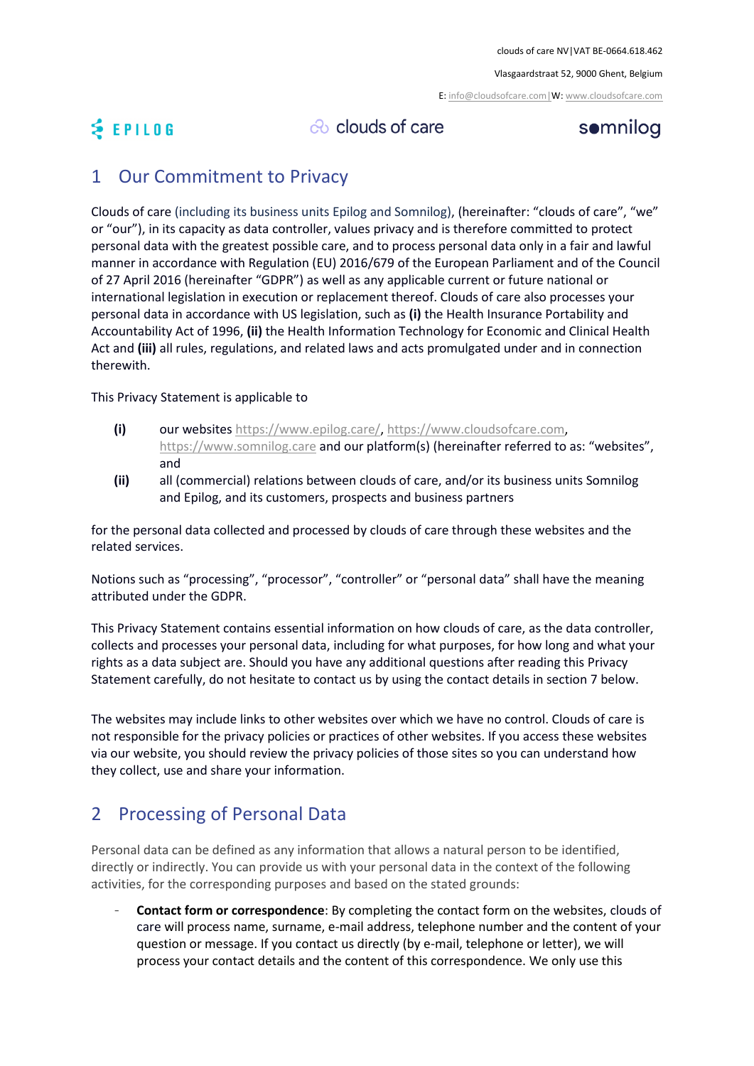clouds of care NV|VAT BE-0664.618.462

Vlasgaardstraat 52, 9000 Ghent, Belgium

E: info@cloudsofcare.com | W: www.cloudsofcare.com

EPILOG    clouds of care    somnilog

## 1 Our Commitment to Privacy

Clouds of care (including its business units Epilog and Somnilog), (hereinafter: "clouds of care", "we" or "our"), in its capacity as data controller, values privacy and is therefore committed to protect personal data with the greatest possible care, and to process personal data only in a fair and lawful manner in accordance with Regulation (EU) 2016/679 of the European Parliament and of the Council of 27 April 2016 (hereinafter "GDPR") as well as any applicable current or future national or international legislation in execution or replacement thereof. Clouds of care also processes your personal data in accordance with US legislation, such as **(i)** the Health Insurance Portability and Accountability Act of 1996, **(ii)** the Health Information Technology for Economic and Clinical Health Act and **(iii)** all rules, regulations, and related laws and acts promulgated under and in connection therewith.

This Privacy Statement is applicable to

- **(i)** our websites https://www.epilog.care/, https://www.cloudsofcare.com, https://www.somnilog.care and our platform(s) (hereinafter referred to as: "websites"), and
- **(ii)** all (commercial) relations between clouds of care, and/or its business units Somnilog and Epilog, and its customers, prospects and business partners

for the personal data collected and processed by clouds of care through these websites and the related services.

Notions such as "processing", "processor", "controller" or "personal data" shall have the meaning attributed under the GDPR.

This Privacy Statement contains essential information on how clouds of care, as the data controller, collects and processes your personal data, including for what purposes, for how long and what your rights as a data subject are. Should you have any additional questions after reading this Privacy Statement carefully, do not hesitate to contact us by using the contact details in section 7 below.

The websites may include links to other websites over which we have no control. Clouds of care is not responsible for the privacy policies or practices of other websites. If you access these websites via our website, you should review the privacy policies of those sites so you can understand how they collect, use and share your information.

## 2 Processing of Personal Data

Personal data can be defined as any information that allows a natural person to be identified, directly or indirectly. You can provide us with your personal data in the context of the following activities, for the corresponding purposes and based on the stated grounds:

- **Contact form or correspondence**: By completing the contact form on the websites, clouds of care will process name, surname, e-mail address, telephone number and the content of your question or message. If you contact us directly (by e-mail, telephone or letter), we will process your contact details and the content of this correspondence. We only use this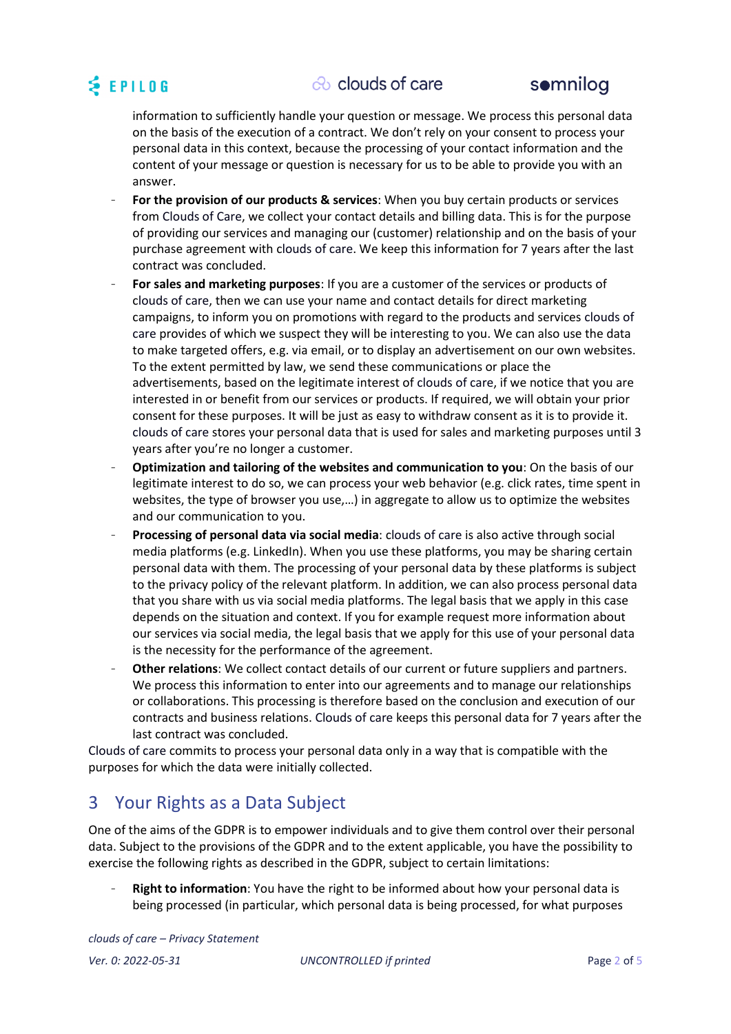information to sufficiently handle your question or message. We process this personal data on the basis of the execution of a contract. We don't rely on your consent to process your personal data in this context, because the processing of your contact information and the content of your message or question is necessary for us to be able to provide you with an answer.

- **For the provision of our products & services**: When you buy certain products or services from Clouds of Care, we collect your contact details and billing data. This is for the purpose of providing our services and managing our (customer) relationship and on the basis of your purchase agreement with clouds of care. We keep this information for 7 years after the last contract was concluded.
- **For sales and marketing purposes**: If you are a customer of the services or products of clouds of care, then we can use your name and contact details for direct marketing campaigns, to inform you on promotions with regard to the products and services clouds of care provides of which we suspect they will be interesting to you. We can also use the data to make targeted offers, e.g. via email, or to display an advertisement on our own websites. To the extent permitted by law, we send these communications or place the advertisements, based on the legitimate interest of clouds of care, if we notice that you are interested in or benefit from our services or products. If required, we will obtain your prior consent for these purposes. It will be just as easy to withdraw consent as it is to provide it. clouds of care stores your personal data that is used for sales and marketing purposes until 3 years after you're no longer a customer.
- **Optimization and tailoring of the websites and communication to you**: On the basis of our legitimate interest to do so, we can process your web behavior (e.g. click rates, time spent in websites, the type of browser you use,…) in aggregate to allow us to optimize the websites and our communication to you.
- **Processing of personal data via social media**: clouds of care is also active through social media platforms (e.g. LinkedIn). When you use these platforms, you may be sharing certain personal data with them. The processing of your personal data by these platforms is subject to the privacy policy of the relevant platform. In addition, we can also process personal data that you share with us via social media platforms. The legal basis that we apply in this case depends on the situation and context. If you for example request more information about our services via social media, the legal basis that we apply for this use of your personal data is the necessity for the performance of the agreement.
- **Other relations**: We collect contact details of our current or future suppliers and partners. We process this information to enter into our agreements and to manage our relationships or collaborations. This processing is therefore based on the conclusion and execution of our contracts and business relations. Clouds of care keeps this personal data for 7 years after the last contract was concluded.

Clouds of care commits to process your personal data only in a way that is compatible with the purposes for which the data were initially collected.

## 3 Your Rights as a Data Subject

One of the aims of the GDPR is to empower individuals and to give them control over their personal data. Subject to the provisions of the GDPR and to the extent applicable, you have the possibility to exercise the following rights as described in the GDPR, subject to certain limitations:

- **Right to information**: You have the right to be informed about how your personal data is being processed (in particular, which personal data is being processed, for what purposes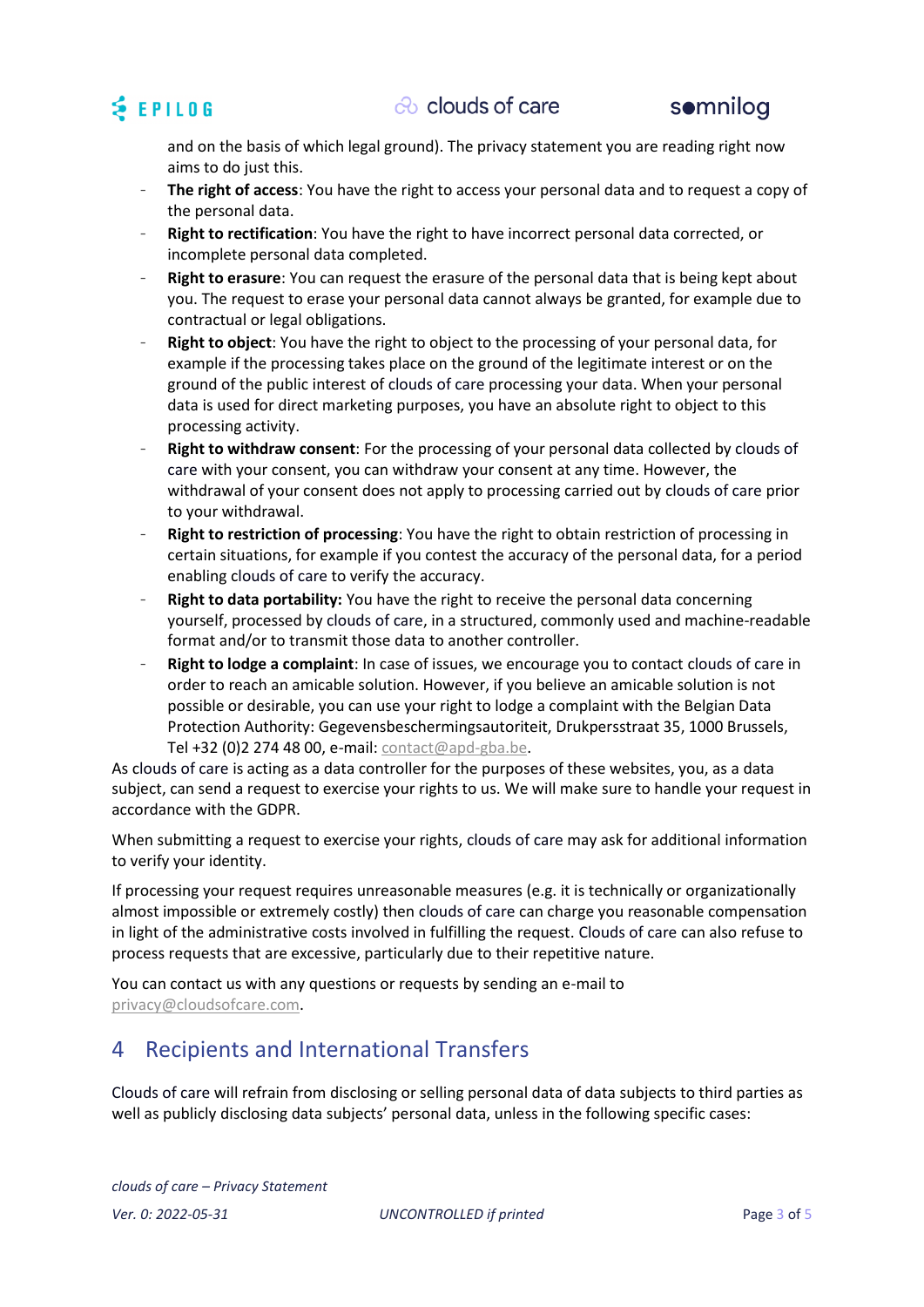and on the basis of which legal ground). The privacy statement you are reading right now aims to do just this.

- **The right of access**: You have the right to access your personal data and to request a copy of the personal data.
- **Right to rectification**: You have the right to have incorrect personal data corrected, or incomplete personal data completed.
- **Right to erasure**: You can request the erasure of the personal data that is being kept about you. The request to erase your personal data cannot always be granted, for example due to contractual or legal obligations.
- **Right to object**: You have the right to object to the processing of your personal data, for example if the processing takes place on the ground of the legitimate interest or on the ground of the public interest of clouds of care processing your data. When your personal data is used for direct marketing purposes, you have an absolute right to object to this processing activity.
- **Right to withdraw consent**: For the processing of your personal data collected by clouds of care with your consent, you can withdraw your consent at any time. However, the withdrawal of your consent does not apply to processing carried out by clouds of care prior to your withdrawal.
- **Right to restriction of processing**: You have the right to obtain restriction of processing in certain situations, for example if you contest the accuracy of the personal data, for a period enabling clouds of care to verify the accuracy.
- **Right to data portability:** You have the right to receive the personal data concerning yourself, processed by clouds of care, in a structured, commonly used and machine-readable format and/or to transmit those data to another controller.
- **Right to lodge a complaint**: In case of issues, we encourage you to contact clouds of care in order to reach an amicable solution. However, if you believe an amicable solution is not possible or desirable, you can use your right to lodge a complaint with the Belgian Data Protection Authority: Gegevensbeschermingsautoriteit, Drukpersstraat 35, 1000 Brussels, Tel +32 (0)2 274 48 00, e-mail: contact@apd-gba.be.

As clouds of care is acting as a data controller for the purposes of these websites, you, as a data subject, can send a request to exercise your rights to us. We will make sure to handle your request in accordance with the GDPR.

When submitting a request to exercise your rights, clouds of care may ask for additional information to verify your identity.

If processing your request requires unreasonable measures (e.g. it is technically or organizationally almost impossible or extremely costly) then clouds of care can charge you reasonable compensation in light of the administrative costs involved in fulfilling the request. Clouds of care can also refuse to process requests that are excessive, particularly due to their repetitive nature.

You can contact us with any questions or requests by sending an e-mail to privacy@cloudsofcare.com.

# 4 Recipients and International Transfers

Clouds of care will refrain from disclosing or selling personal data of data subjects to third parties as well as publicly disclosing data subjects' personal data, unless in the following specific cases: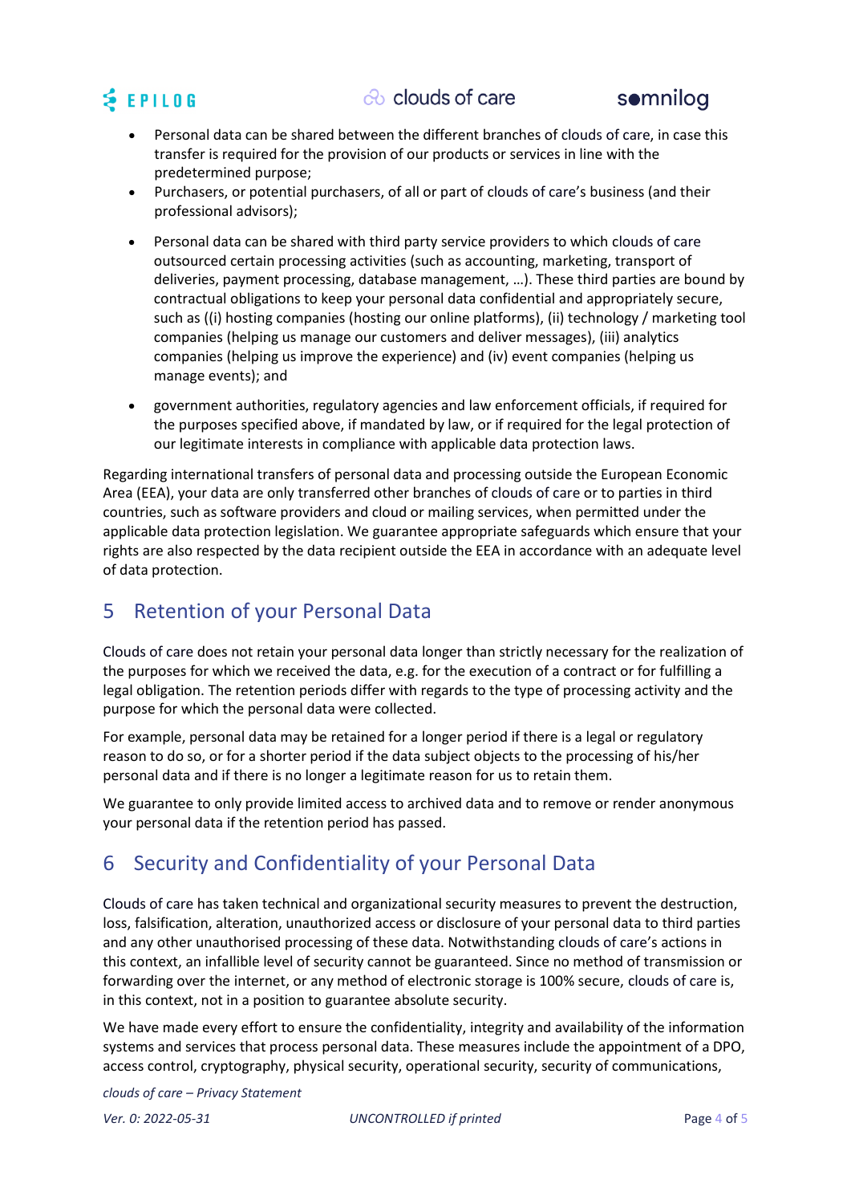- Personal data can be shared between the different branches of clouds of care, in case this transfer is required for the provision of our products or services in line with the predetermined purpose;
- Purchasers, or potential purchasers, of all or part of clouds of care's business (and their professional advisors);
- Personal data can be shared with third party service providers to which clouds of care outsourced certain processing activities (such as accounting, marketing, transport of deliveries, payment processing, database management, …). These third parties are bound by contractual obligations to keep your personal data confidential and appropriately secure, such as ((i) hosting companies (hosting our online platforms), (ii) technology / marketing tool companies (helping us manage our customers and deliver messages), (iii) analytics companies (helping us improve the experience) and (iv) event companies (helping us manage events); and
- government authorities, regulatory agencies and law enforcement officials, if required for the purposes specified above, if mandated by law, or if required for the legal protection of our legitimate interests in compliance with applicable data protection laws.

Regarding international transfers of personal data and processing outside the European Economic Area (EEA), your data are only transferred other branches of clouds of care or to parties in third countries, such as software providers and cloud or mailing services, when permitted under the applicable data protection legislation. We guarantee appropriate safeguards which ensure that your rights are also respected by the data recipient outside the EEA in accordance with an adequate level of data protection.

## 5 Retention of your Personal Data

Clouds of care does not retain your personal data longer than strictly necessary for the realization of the purposes for which we received the data, e.g. for the execution of a contract or for fulfilling a legal obligation. The retention periods differ with regards to the type of processing activity and the purpose for which the personal data were collected.

For example, personal data may be retained for a longer period if there is a legal or regulatory reason to do so, or for a shorter period if the data subject objects to the processing of his/her personal data and if there is no longer a legitimate reason for us to retain them.

We guarantee to only provide limited access to archived data and to remove or render anonymous your personal data if the retention period has passed.

## 6 Security and Confidentiality of your Personal Data

Clouds of care has taken technical and organizational security measures to prevent the destruction, loss, falsification, alteration, unauthorized access or disclosure of your personal data to third parties and any other unauthorised processing of these data. Notwithstanding clouds of care's actions in this context, an infallible level of security cannot be guaranteed. Since no method of transmission or forwarding over the internet, or any method of electronic storage is 100% secure, clouds of care is, in this context, not in a position to guarantee absolute security.

We have made every effort to ensure the confidentiality, integrity and availability of the information systems and services that process personal data. These measures include the appointment of a DPO, access control, cryptography, physical security, operational security, security of communications,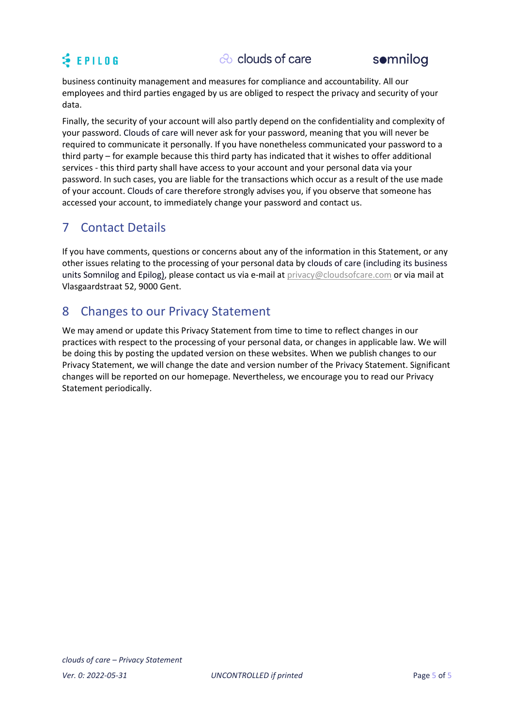business continuity management and measures for compliance and accountability. All our employees and third parties engaged by us are obliged to respect the privacy and security of your data.

Finally, the security of your account will also partly depend on the confidentiality and complexity of your password. Clouds of care will never ask for your password, meaning that you will never be required to communicate it personally. If you have nonetheless communicated your password to a third party – for example because this third party has indicated that it wishes to offer additional services - this third party shall have access to your account and your personal data via your password. In such cases, you are liable for the transactions which occur as a result of the use made of your account. Clouds of care therefore strongly advises you, if you observe that someone has accessed your account, to immediately change your password and contact us.

## 7 Contact Details

If you have comments, questions or concerns about any of the information in this Statement, or any other issues relating to the processing of your personal data by clouds of care (including its business units Somnilog and Epilog), please contact us via e-mail at privacy@cloudsofcare.com or via mail at Vlasgaardstraat 52, 9000 Gent.

## 8 Changes to our Privacy Statement

We may amend or update this Privacy Statement from time to time to reflect changes in our practices with respect to the processing of your personal data, or changes in applicable law. We will be doing this by posting the updated version on these websites. When we publish changes to our Privacy Statement, we will change the date and version number of the Privacy Statement. Significant changes will be reported on our homepage. Nevertheless, we encourage you to read our Privacy Statement periodically.